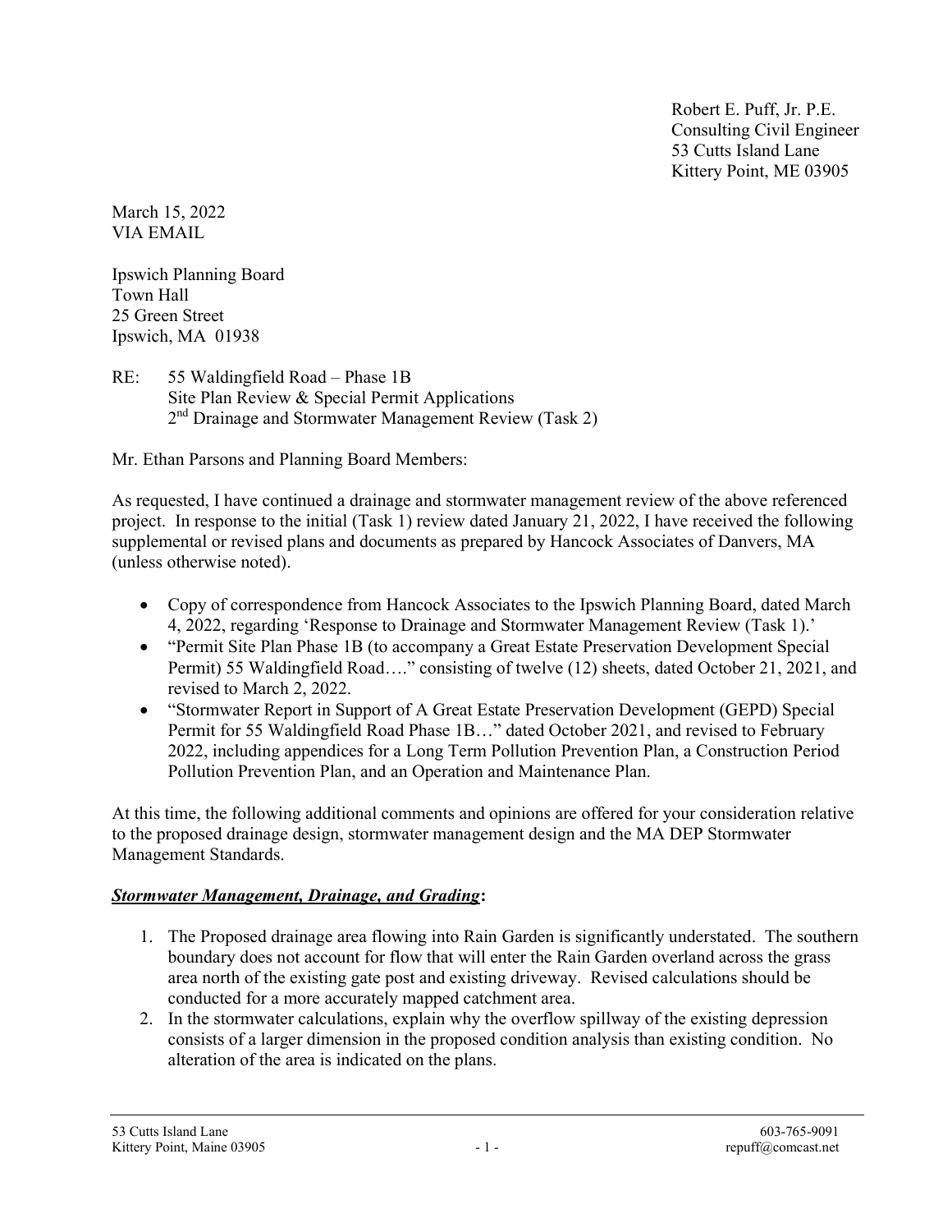Robert E. Puff, Jr. P.E.
Consulting Civil Engineer
53 Cutts Island Lane
Kittery Point, ME 03905

March 15, 2022
VIA EMAIL

Ipswich Planning Board
Town Hall
25 Green Street
Ipswich, MA 01938

RE: 55 Waldingfield Road – Phase 1B
Site Plan Review & Special Permit Applications
2nd Drainage and Stormwater Management Review (Task 2)

Mr. Ethan Parsons and Planning Board Members:

As requested, I have continued a drainage and stormwater management review of the above referenced project. In response to the initial (Task 1) review dated January 21, 2022, I have received the following supplemental or revised plans and documents as prepared by Hancock Associates of Danvers, MA (unless otherwise noted).

- Copy of correspondence from Hancock Associates to the Ipswich Planning Board, dated March 4, 2022, regarding 'Response to Drainage and Stormwater Management Review (Task 1).'
- "Permit Site Plan Phase 1B (to accompany a Great Estate Preservation Development Special Permit) 55 Waldingfield Road…." consisting of twelve (12) sheets, dated October 21, 2021, and revised to March 2, 2022.
- "Stormwater Report in Support of A Great Estate Preservation Development (GEPD) Special Permit for 55 Waldingfield Road Phase 1B…" dated October 2021, and revised to February 2022, including appendices for a Long Term Pollution Prevention Plan, a Construction Period Pollution Prevention Plan, and an Operation and Maintenance Plan.

At this time, the following additional comments and opinions are offered for your consideration relative to the proposed drainage design, stormwater management design and the MA DEP Stormwater Management Standards.

***<u>Stormwater Management, Drainage, and Grading</u>*:**

1. The Proposed drainage area flowing into Rain Garden is significantly understated. The southern boundary does not account for flow that will enter the Rain Garden overland across the grass area north of the existing gate post and existing driveway. Revised calculations should be conducted for a more accurately mapped catchment area.
2. In the stormwater calculations, explain why the overflow spillway of the existing depression consists of a larger dimension in the proposed condition analysis than existing condition. No alteration of the area is indicated on the plans.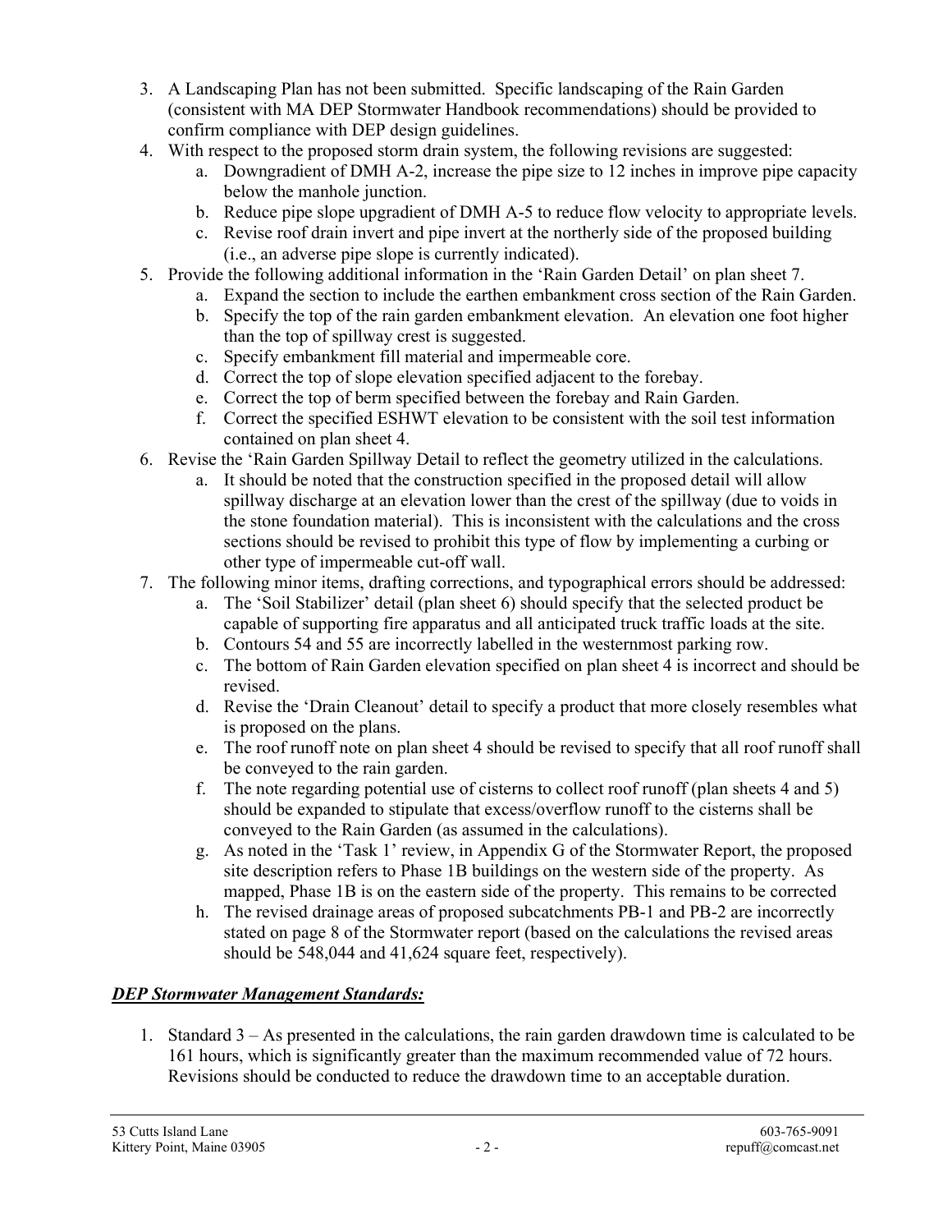3. A Landscaping Plan has not been submitted. Specific landscaping of the Rain Garden (consistent with MA DEP Stormwater Handbook recommendations) should be provided to confirm compliance with DEP design guidelines.
4. With respect to the proposed storm drain system, the following revisions are suggested:
   a. Downgradient of DMH A-2, increase the pipe size to 12 inches in improve pipe capacity below the manhole junction.
   b. Reduce pipe slope upgradient of DMH A-5 to reduce flow velocity to appropriate levels.
   c. Revise roof drain invert and pipe invert at the northerly side of the proposed building (i.e., an adverse pipe slope is currently indicated).
5. Provide the following additional information in the 'Rain Garden Detail' on plan sheet 7.
   a. Expand the section to include the earthen embankment cross section of the Rain Garden.
   b. Specify the top of the rain garden embankment elevation. An elevation one foot higher than the top of spillway crest is suggested.
   c. Specify embankment fill material and impermeable core.
   d. Correct the top of slope elevation specified adjacent to the forebay.
   e. Correct the top of berm specified between the forebay and Rain Garden.
   f. Correct the specified ESHWT elevation to be consistent with the soil test information contained on plan sheet 4.
6. Revise the 'Rain Garden Spillway Detail to reflect the geometry utilized in the calculations.
   a. It should be noted that the construction specified in the proposed detail will allow spillway discharge at an elevation lower than the crest of the spillway (due to voids in the stone foundation material). This is inconsistent with the calculations and the cross sections should be revised to prohibit this type of flow by implementing a curbing or other type of impermeable cut-off wall.
7. The following minor items, drafting corrections, and typographical errors should be addressed:
   a. The 'Soil Stabilizer' detail (plan sheet 6) should specify that the selected product be capable of supporting fire apparatus and all anticipated truck traffic loads at the site.
   b. Contours 54 and 55 are incorrectly labelled in the westernmost parking row.
   c. The bottom of Rain Garden elevation specified on plan sheet 4 is incorrect and should be revised.
   d. Revise the 'Drain Cleanout' detail to specify a product that more closely resembles what is proposed on the plans.
   e. The roof runoff note on plan sheet 4 should be revised to specify that all roof runoff shall be conveyed to the rain garden.
   f. The note regarding potential use of cisterns to collect roof runoff (plan sheets 4 and 5) should be expanded to stipulate that excess/overflow runoff to the cisterns shall be conveyed to the Rain Garden (as assumed in the calculations).
   g. As noted in the 'Task 1' review, in Appendix G of the Stormwater Report, the proposed site description refers to Phase 1B buildings on the western side of the property. As mapped, Phase 1B is on the eastern side of the property. This remains to be corrected
   h. The revised drainage areas of proposed subcatchments PB-1 and PB-2 are incorrectly stated on page 8 of the Stormwater report (based on the calculations the revised areas should be 548,044 and 41,624 square feet, respectively).

***DEP Stormwater Management Standards:***

1. Standard 3 – As presented in the calculations, the rain garden drawdown time is calculated to be 161 hours, which is significantly greater than the maximum recommended value of 72 hours. Revisions should be conducted to reduce the drawdown time to an acceptable duration.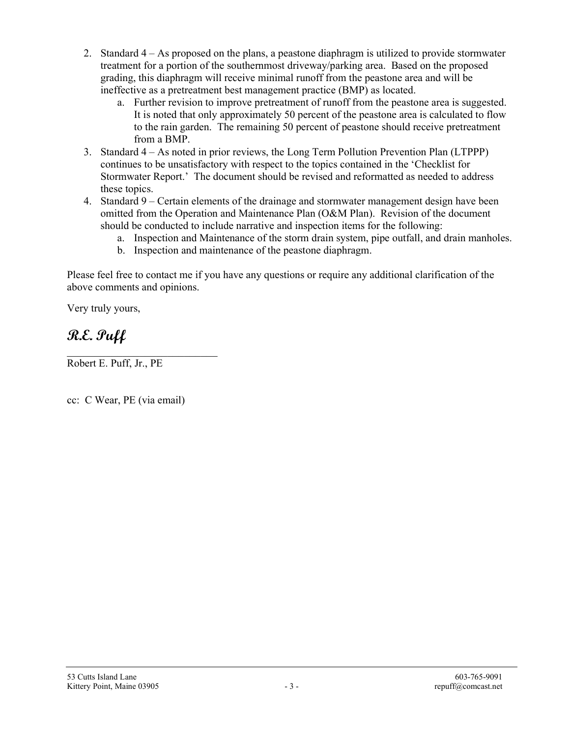2. Standard 4 – As proposed on the plans, a peastone diaphragm is utilized to provide stormwater treatment for a portion of the southernmost driveway/parking area. Based on the proposed grading, this diaphragm will receive minimal runoff from the peastone area and will be ineffective as a pretreatment best management practice (BMP) as located.
   a. Further revision to improve pretreatment of runoff from the peastone area is suggested. It is noted that only approximately 50 percent of the peastone area is calculated to flow to the rain garden. The remaining 50 percent of peastone should receive pretreatment from a BMP.
3. Standard 4 – As noted in prior reviews, the Long Term Pollution Prevention Plan (LTPPP) continues to be unsatisfactory with respect to the topics contained in the 'Checklist for Stormwater Report.' The document should be revised and reformatted as needed to address these topics.
4. Standard 9 – Certain elements of the drainage and stormwater management design have been omitted from the Operation and Maintenance Plan (O&M Plan). Revision of the document should be conducted to include narrative and inspection items for the following:
   a. Inspection and Maintenance of the storm drain system, pipe outfall, and drain manholes.
   b. Inspection and maintenance of the peastone diaphragm.

Please feel free to contact me if you have any questions or require any additional clarification of the above comments and opinions.

Very truly yours,

***R.E. Puff***

Robert E. Puff, Jr., PE

cc: C Wear, PE (via email)

53 Cutts Island Lane
Kittery Point, Maine 03905

603-765-9091
repuff@comcast.net